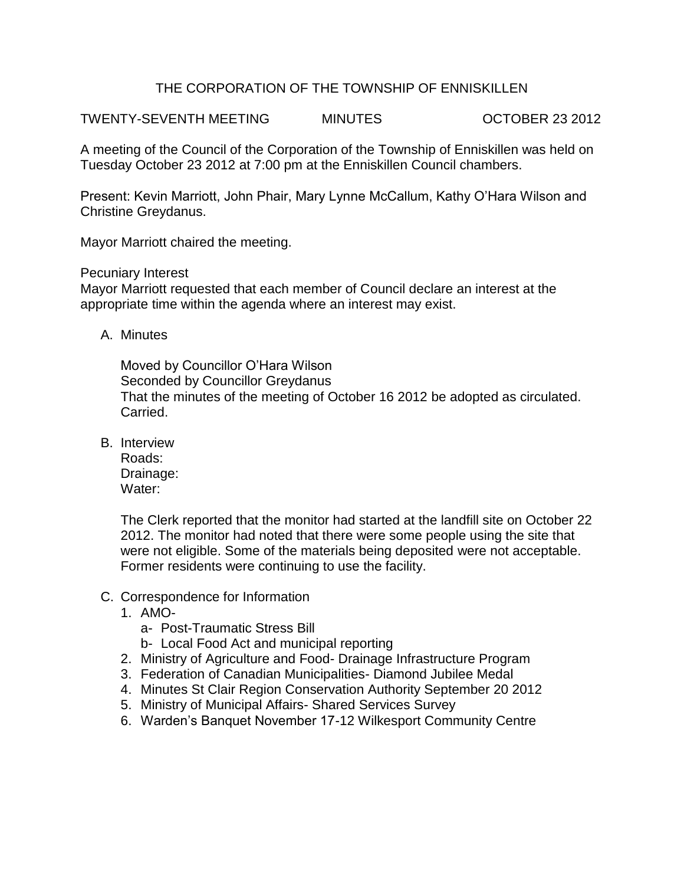# THE CORPORATION OF THE TOWNSHIP OF ENNISKILLEN

TWENTY-SEVENTH MEETING MINUTES OCTOBER 23 2012

A meeting of the Council of the Corporation of the Township of Enniskillen was held on Tuesday October 23 2012 at 7:00 pm at the Enniskillen Council chambers.

Present: Kevin Marriott, John Phair, Mary Lynne McCallum, Kathy O'Hara Wilson and Christine Greydanus.

Mayor Marriott chaired the meeting.

Pecuniary Interest
Mayor Marriott requested that each member of Council declare an interest at the appropriate time within the agenda where an interest may exist.

A. Minutes

   Moved by Councillor O'Hara Wilson
   Seconded by Councillor Greydanus
   That the minutes of the meeting of October 16 2012 be adopted as circulated.
   Carried.

B. Interview
   Roads:
   Drainage:
   Water:

   The Clerk reported that the monitor had started at the landfill site on October 22 2012. The monitor had noted that there were some people using the site that were not eligible. Some of the materials being deposited were not acceptable. Former residents were continuing to use the facility.

C. Correspondence for Information
   1. AMO-
      a- Post-Traumatic Stress Bill
      b- Local Food Act and municipal reporting
   2. Ministry of Agriculture and Food- Drainage Infrastructure Program
   3. Federation of Canadian Municipalities- Diamond Jubilee Medal
   4. Minutes St Clair Region Conservation Authority September 20 2012
   5. Ministry of Municipal Affairs- Shared Services Survey
   6. Warden's Banquet November 17-12 Wilkesport Community Centre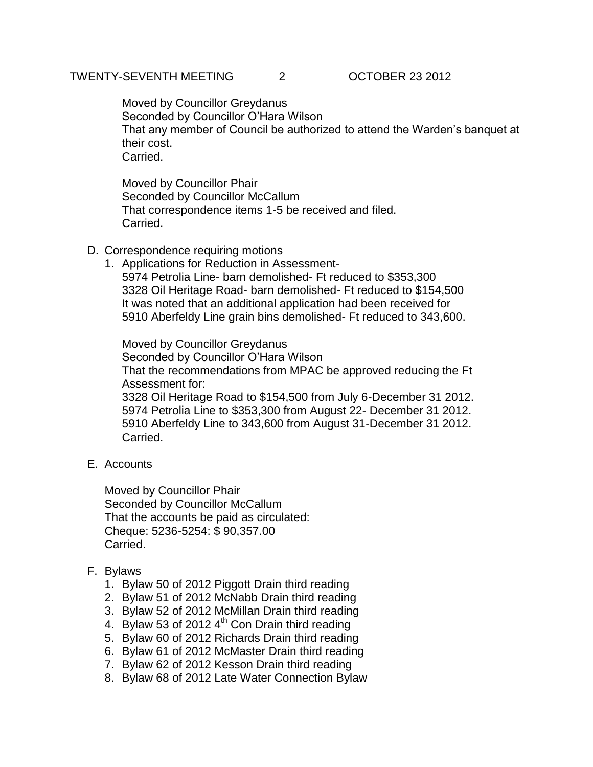Moved by Councillor Greydanus
Seconded by Councillor O'Hara Wilson
That any member of Council be authorized to attend the Warden's banquet at their cost.
Carried.

Moved by Councillor Phair
Seconded by Councillor McCallum
That correspondence items 1-5 be received and filed.
Carried.

D. Correspondence requiring motions
   1. Applications for Reduction in Assessment-
      5974 Petrolia Line- barn demolished- Ft reduced to $353,300
      3328 Oil Heritage Road- barn demolished- Ft reduced to $154,500
      It was noted that an additional application had been received for
      5910 Aberfeldy Line grain bins demolished- Ft reduced to 343,600.

      Moved by Councillor Greydanus
      Seconded by Councillor O'Hara Wilson
      That the recommendations from MPAC be approved reducing the Ft Assessment for:
      3328 Oil Heritage Road to $154,500 from July 6-December 31 2012.
      5974 Petrolia Line to $353,300 from August 22- December 31 2012.
      5910 Aberfeldy Line to 343,600 from August 31-December 31 2012.
      Carried.

E. Accounts

   Moved by Councillor Phair
   Seconded by Councillor McCallum
   That the accounts be paid as circulated:
   Cheque: 5236-5254: $ 90,357.00
   Carried.

F. Bylaws
   1. Bylaw 50 of 2012 Piggott Drain third reading
   2. Bylaw 51 of 2012 McNabb Drain third reading
   3. Bylaw 52 of 2012 McMillan Drain third reading
   4. Bylaw 53 of 2012 4th Con Drain third reading
   5. Bylaw 60 of 2012 Richards Drain third reading
   6. Bylaw 61 of 2012 McMaster Drain third reading
   7. Bylaw 62 of 2012 Kesson Drain third reading
   8. Bylaw 68 of 2012 Late Water Connection Bylaw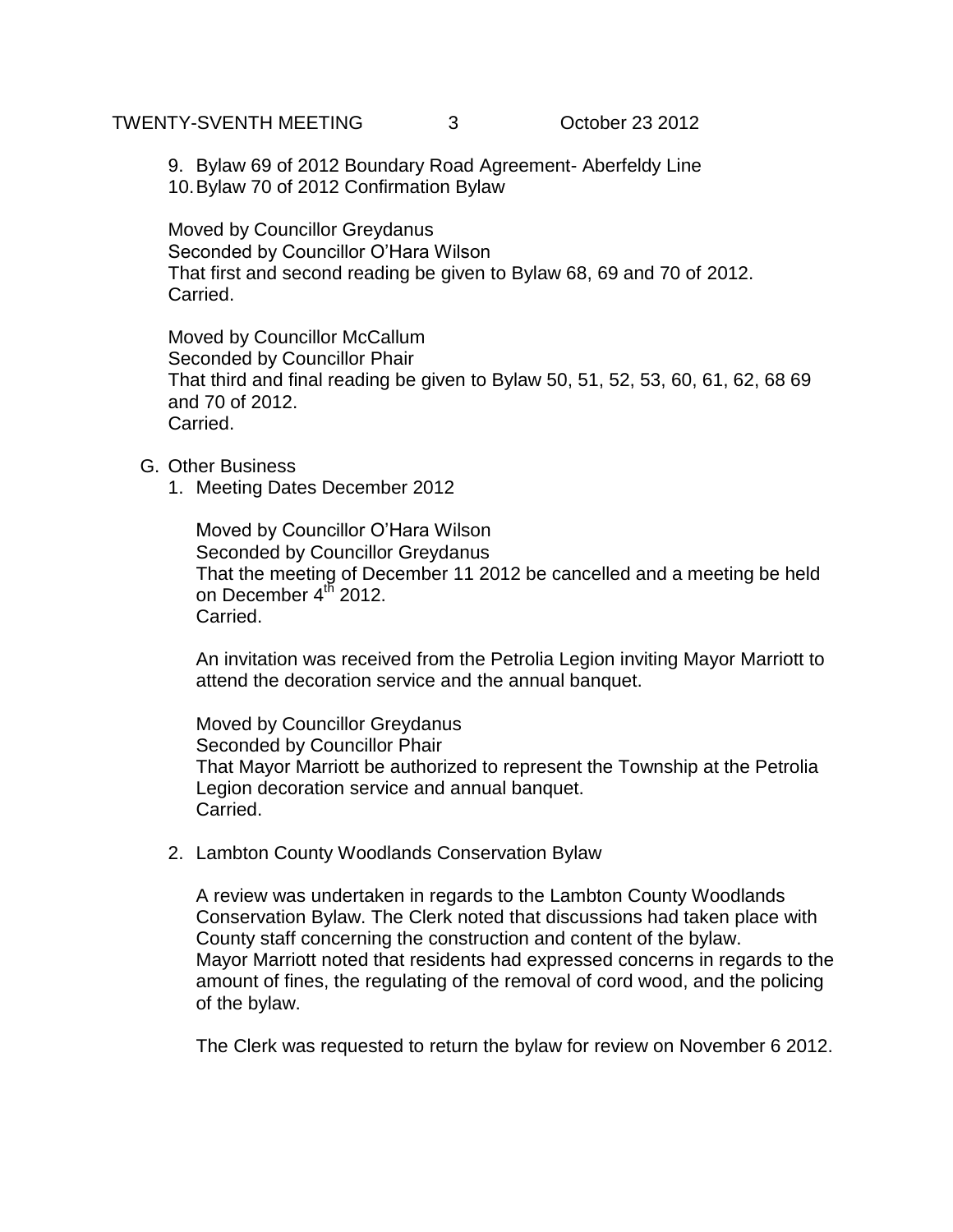9. Bylaw 69 of 2012 Boundary Road Agreement- Aberfeldy Line
10. Bylaw 70 of 2012 Confirmation Bylaw

Moved by Councillor Greydanus
Seconded by Councillor O'Hara Wilson
That first and second reading be given to Bylaw 68, 69 and 70 of 2012.
Carried.

Moved by Councillor McCallum
Seconded by Councillor Phair
That third and final reading be given to Bylaw 50, 51, 52, 53, 60, 61, 62, 68 69 and 70 of 2012.
Carried.

G. Other Business

1. Meeting Dates December 2012

   Moved by Councillor O'Hara Wilson
   Seconded by Councillor Greydanus
   That the meeting of December 11 2012 be cancelled and a meeting be held on December 4th 2012.
   Carried.

   An invitation was received from the Petrolia Legion inviting Mayor Marriott to attend the decoration service and the annual banquet.

   Moved by Councillor Greydanus
   Seconded by Councillor Phair
   That Mayor Marriott be authorized to represent the Township at the Petrolia Legion decoration service and annual banquet.
   Carried.

2. Lambton County Woodlands Conservation Bylaw

   A review was undertaken in regards to the Lambton County Woodlands Conservation Bylaw. The Clerk noted that discussions had taken place with County staff concerning the construction and content of the bylaw.
   Mayor Marriott noted that residents had expressed concerns in regards to the amount of fines, the regulating of the removal of cord wood, and the policing of the bylaw.

   The Clerk was requested to return the bylaw for review on November 6 2012.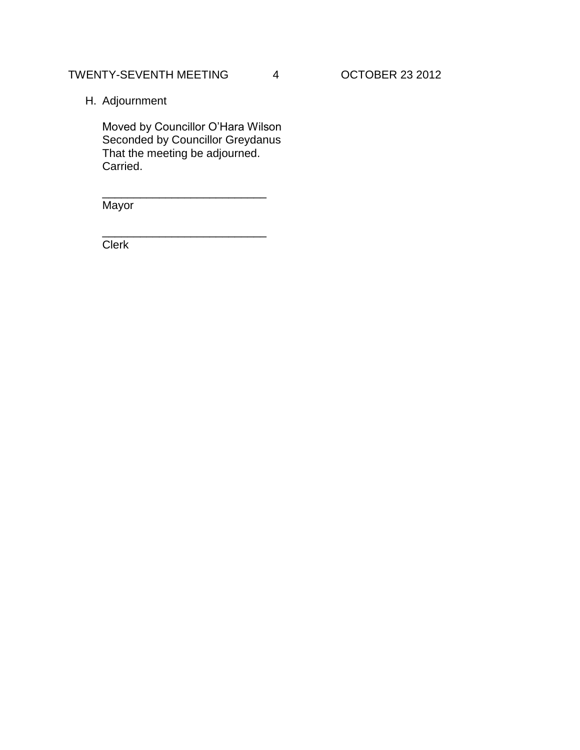H. Adjournment

Moved by Councillor O'Hara Wilson
Seconded by Councillor Greydanus
That the meeting be adjourned.
Carried.

__________________________
Mayor

__________________________
Clerk